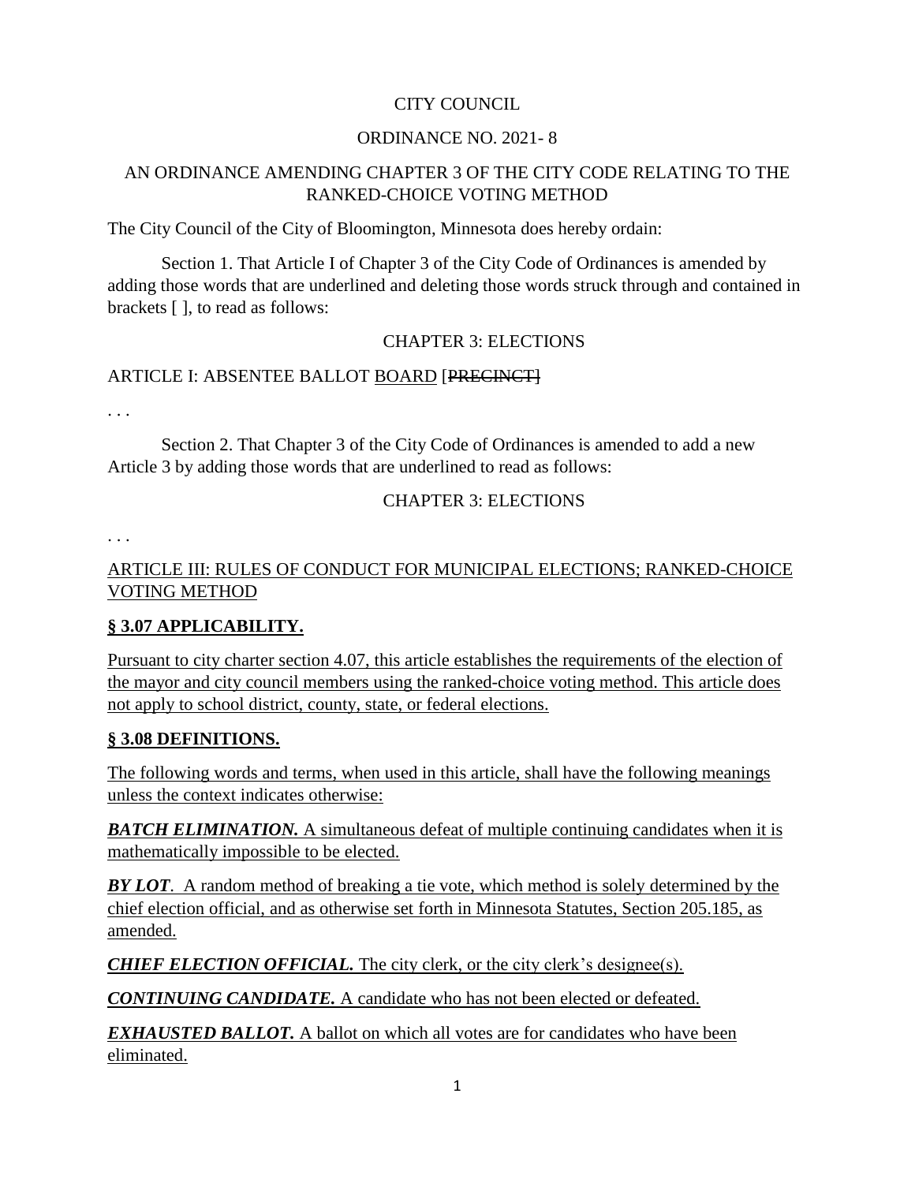CITY COUNCIL

ORDINANCE NO. 2021- 8

AN ORDINANCE AMENDING CHAPTER 3 OF THE CITY CODE RELATING TO THE RANKED-CHOICE VOTING METHOD

The City Council of the City of Bloomington, Minnesota does hereby ordain:

Section 1. That Article I of Chapter 3 of the City Code of Ordinances is amended by adding those words that are underlined and deleting those words struck through and contained in brackets [ ], to read as follows:

CHAPTER 3: ELECTIONS

ARTICLE I: ABSENTEE BALLOT <u>BOARD</u> [~~PRECINCT~~]

. . .

Section 2. That Chapter 3 of the City Code of Ordinances is amended to add a new Article 3 by adding those words that are underlined to read as follows:

CHAPTER 3: ELECTIONS

. . .

<u>ARTICLE III: RULES OF CONDUCT FOR MUNICIPAL ELECTIONS; RANKED-CHOICE VOTING METHOD</u>

**<u>§ 3.07 APPLICABILITY.</u>**

<u>Pursuant to city charter section 4.07, this article establishes the requirements of the election of the mayor and city council members using the ranked-choice voting method. This article does not apply to school district, county, state, or federal elections.</u>

**<u>§ 3.08 DEFINITIONS.</u>**

<u>The following words and terms, when used in this article, shall have the following meanings unless the context indicates otherwise:</u>

***<u>BATCH ELIMINATION.</u>*** <u>A simultaneous defeat of multiple continuing candidates when it is mathematically impossible to be elected.</u>

***<u>BY LOT</u>***<u>. A random method of breaking a tie vote, which method is solely determined by the chief election official, and as otherwise set forth in Minnesota Statutes, Section 205.185, as amended.</u>

***<u>CHIEF ELECTION OFFICIAL.</u>*** <u>The city clerk, or the city clerk's designee(s).</u>

***<u>CONTINUING CANDIDATE.</u>*** <u>A candidate who has not been elected or defeated.</u>

***<u>EXHAUSTED BALLOT.</u>*** <u>A ballot on which all votes are for candidates who have been eliminated.</u>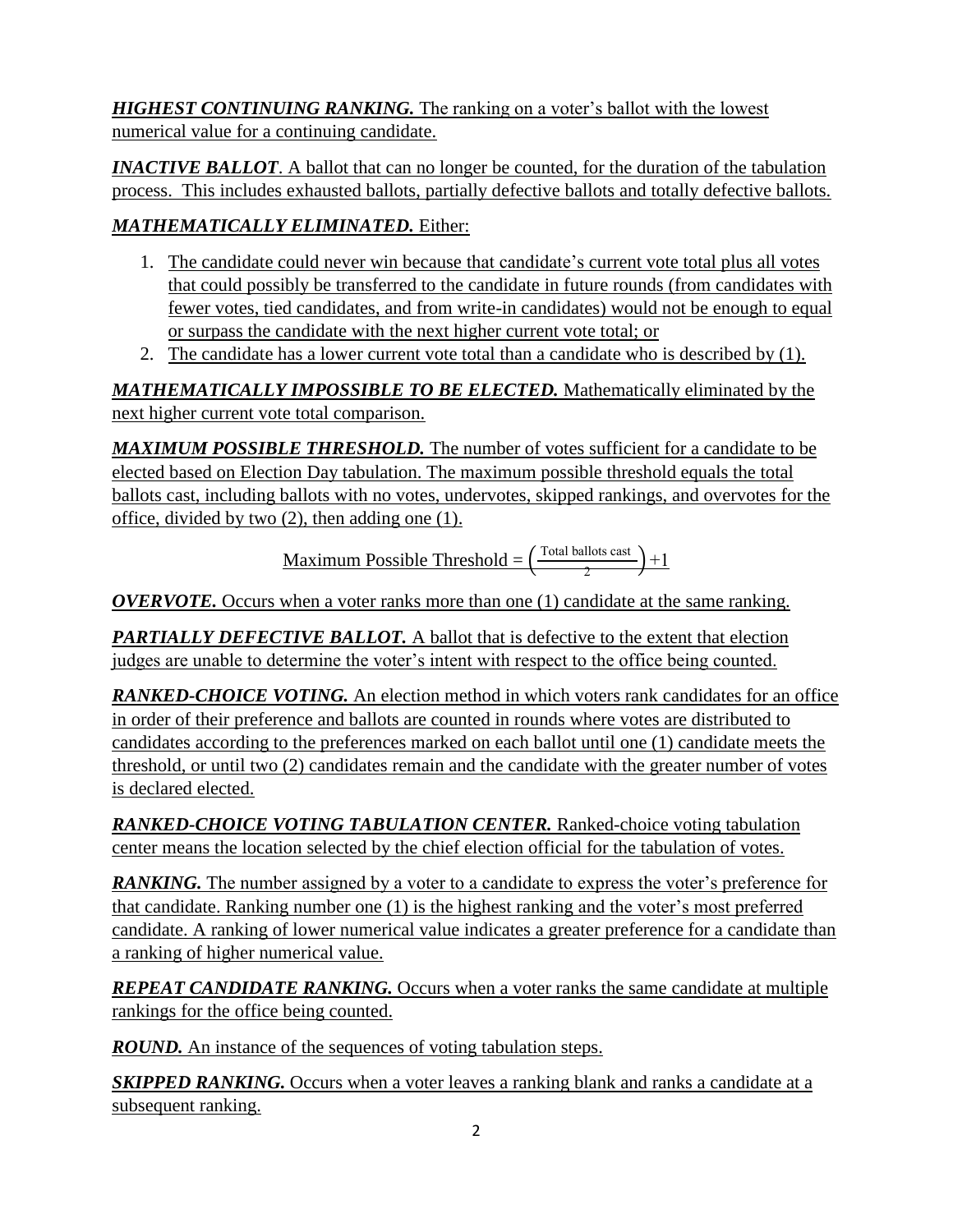***HIGHEST CONTINUING RANKING.*** The ranking on a voter's ballot with the lowest numerical value for a continuing candidate.

***INACTIVE BALLOT***. A ballot that can no longer be counted, for the duration of the tabulation process. This includes exhausted ballots, partially defective ballots and totally defective ballots.

***MATHEMATICALLY ELIMINATED.*** Either:

1. The candidate could never win because that candidate's current vote total plus all votes that could possibly be transferred to the candidate in future rounds (from candidates with fewer votes, tied candidates, and from write-in candidates) would not be enough to equal or surpass the candidate with the next higher current vote total; or
2. The candidate has a lower current vote total than a candidate who is described by (1).

***MATHEMATICALLY IMPOSSIBLE TO BE ELECTED.*** Mathematically eliminated by the next higher current vote total comparison.

***MAXIMUM POSSIBLE THRESHOLD.*** The number of votes sufficient for a candidate to be elected based on Election Day tabulation. The maximum possible threshold equals the total ballots cast, including ballots with no votes, undervotes, skipped rankings, and overvotes for the office, divided by two (2), then adding one (1).

$$\text{Maximum Possible Threshold} = \left(\frac{\text{Total ballots cast}}{2}\right) + 1$$

***OVERVOTE.*** Occurs when a voter ranks more than one (1) candidate at the same ranking.

***PARTIALLY DEFECTIVE BALLOT.*** A ballot that is defective to the extent that election judges are unable to determine the voter's intent with respect to the office being counted.

***RANKED-CHOICE VOTING.*** An election method in which voters rank candidates for an office in order of their preference and ballots are counted in rounds where votes are distributed to candidates according to the preferences marked on each ballot until one (1) candidate meets the threshold, or until two (2) candidates remain and the candidate with the greater number of votes is declared elected.

***RANKED-CHOICE VOTING TABULATION CENTER.*** Ranked-choice voting tabulation center means the location selected by the chief election official for the tabulation of votes.

***RANKING.*** The number assigned by a voter to a candidate to express the voter's preference for that candidate. Ranking number one (1) is the highest ranking and the voter's most preferred candidate. A ranking of lower numerical value indicates a greater preference for a candidate than a ranking of higher numerical value.

***REPEAT CANDIDATE RANKING.*** Occurs when a voter ranks the same candidate at multiple rankings for the office being counted.

***ROUND.*** An instance of the sequences of voting tabulation steps.

***SKIPPED RANKING.*** Occurs when a voter leaves a ranking blank and ranks a candidate at a subsequent ranking.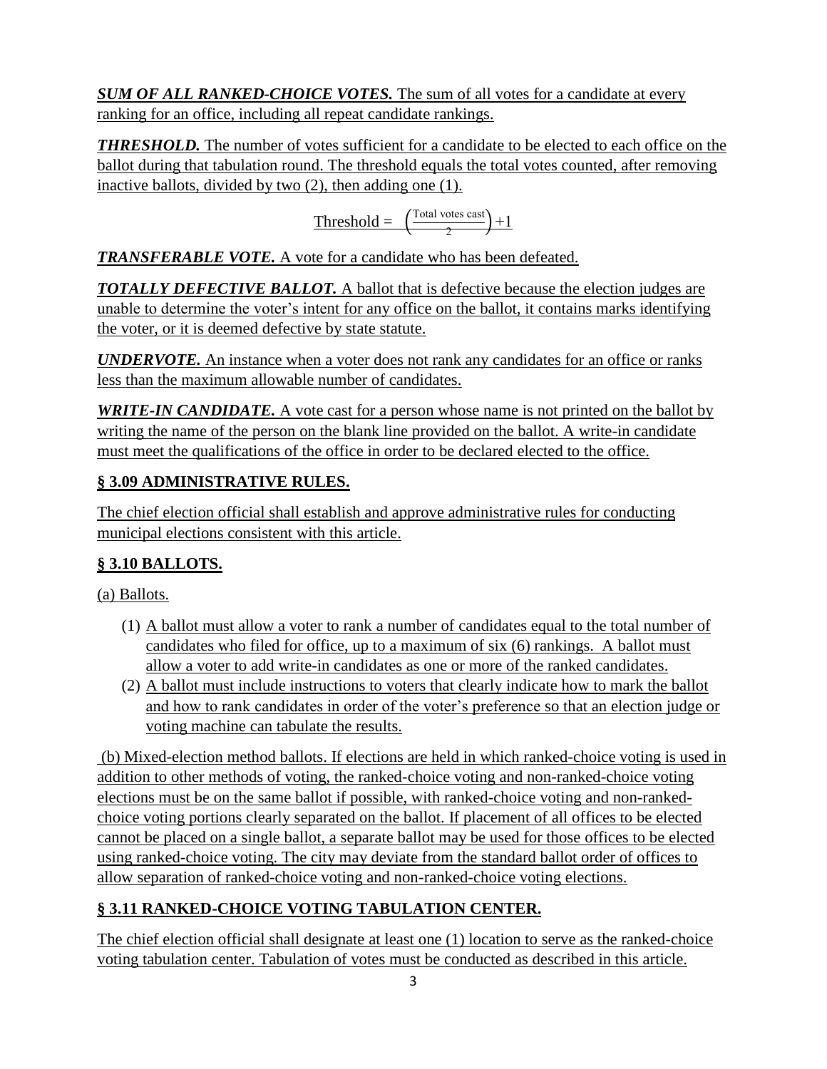***SUM OF ALL RANKED-CHOICE VOTES.*** The sum of all votes for a candidate at every ranking for an office, including all repeat candidate rankings.

***THRESHOLD.*** The number of votes sufficient for a candidate to be elected to each office on the ballot during that tabulation round. The threshold equals the total votes counted, after removing inactive ballots, divided by two (2), then adding one (1).

$$\text{Threshold} = \left(\frac{\text{Total votes cast}}{2}\right) + 1$$

***TRANSFERABLE VOTE.*** A vote for a candidate who has been defeated.

***TOTALLY DEFECTIVE BALLOT.*** A ballot that is defective because the election judges are unable to determine the voter's intent for any office on the ballot, it contains marks identifying the voter, or it is deemed defective by state statute.

***UNDERVOTE.*** An instance when a voter does not rank any candidates for an office or ranks less than the maximum allowable number of candidates.

***WRITE-IN CANDIDATE.*** A vote cast for a person whose name is not printed on the ballot by writing the name of the person on the blank line provided on the ballot. A write-in candidate must meet the qualifications of the office in order to be declared elected to the office.

## § 3.09 ADMINISTRATIVE RULES.

The chief election official shall establish and approve administrative rules for conducting municipal elections consistent with this article.

## § 3.10 BALLOTS.

(a) Ballots.

(1) A ballot must allow a voter to rank a number of candidates equal to the total number of candidates who filed for office, up to a maximum of six (6) rankings. A ballot must allow a voter to add write-in candidates as one or more of the ranked candidates.

(2) A ballot must include instructions to voters that clearly indicate how to mark the ballot and how to rank candidates in order of the voter's preference so that an election judge or voting machine can tabulate the results.

(b) Mixed-election method ballots. If elections are held in which ranked-choice voting is used in addition to other methods of voting, the ranked-choice voting and non-ranked-choice voting elections must be on the same ballot if possible, with ranked-choice voting and non-ranked-choice voting portions clearly separated on the ballot. If placement of all offices to be elected cannot be placed on a single ballot, a separate ballot may be used for those offices to be elected using ranked-choice voting. The city may deviate from the standard ballot order of offices to allow separation of ranked-choice voting and non-ranked-choice voting elections.

## § 3.11 RANKED-CHOICE VOTING TABULATION CENTER.

The chief election official shall designate at least one (1) location to serve as the ranked-choice voting tabulation center. Tabulation of votes must be conducted as described in this article.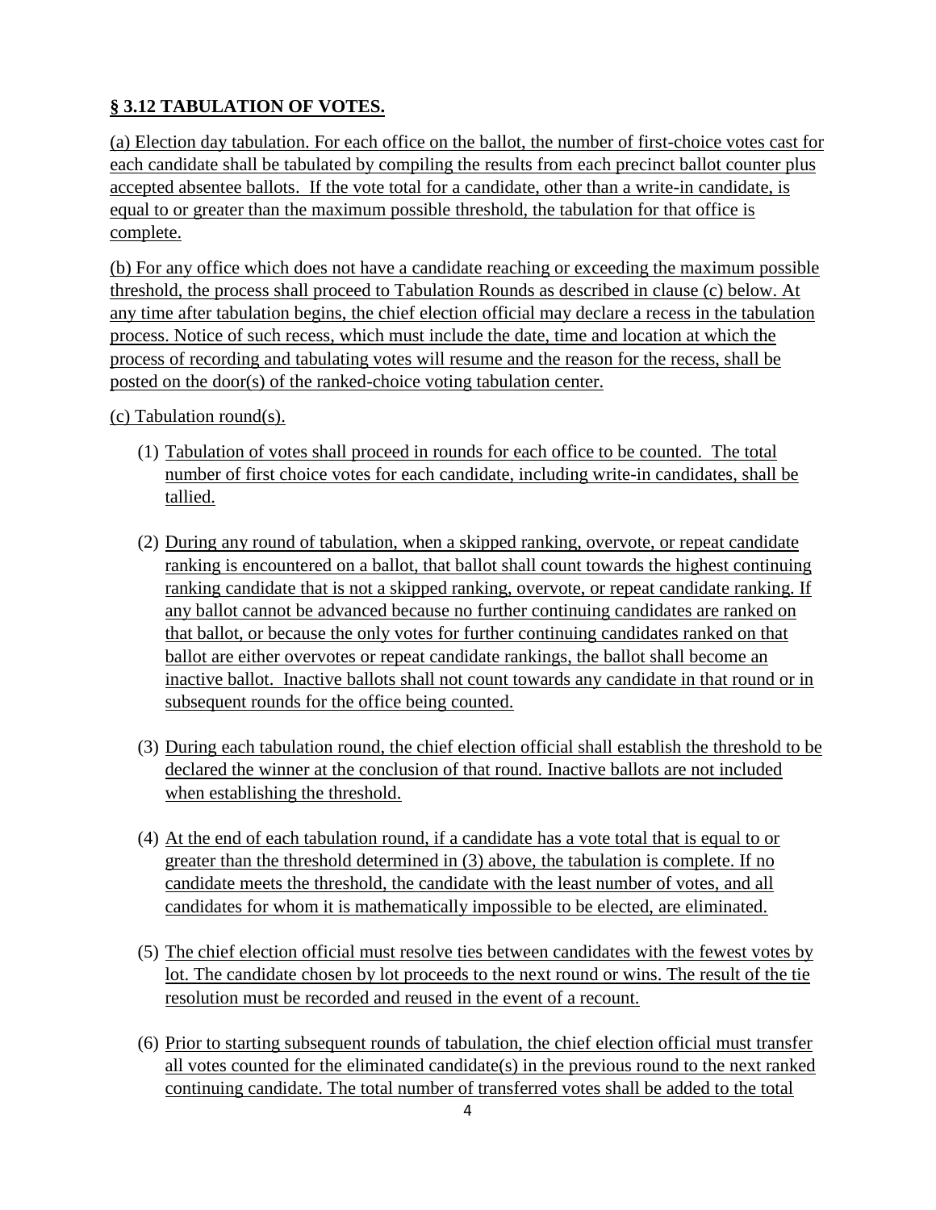## § 3.12 TABULATION OF VOTES.

(a) Election day tabulation. For each office on the ballot, the number of first-choice votes cast for each candidate shall be tabulated by compiling the results from each precinct ballot counter plus accepted absentee ballots. If the vote total for a candidate, other than a write-in candidate, is equal to or greater than the maximum possible threshold, the tabulation for that office is complete.

(b) For any office which does not have a candidate reaching or exceeding the maximum possible threshold, the process shall proceed to Tabulation Rounds as described in clause (c) below. At any time after tabulation begins, the chief election official may declare a recess in the tabulation process. Notice of such recess, which must include the date, time and location at which the process of recording and tabulating votes will resume and the reason for the recess, shall be posted on the door(s) of the ranked-choice voting tabulation center.

(c) Tabulation round(s).

(1) Tabulation of votes shall proceed in rounds for each office to be counted. The total number of first choice votes for each candidate, including write-in candidates, shall be tallied.

(2) During any round of tabulation, when a skipped ranking, overvote, or repeat candidate ranking is encountered on a ballot, that ballot shall count towards the highest continuing ranking candidate that is not a skipped ranking, overvote, or repeat candidate ranking. If any ballot cannot be advanced because no further continuing candidates are ranked on that ballot, or because the only votes for further continuing candidates ranked on that ballot are either overvotes or repeat candidate rankings, the ballot shall become an inactive ballot. Inactive ballots shall not count towards any candidate in that round or in subsequent rounds for the office being counted.

(3) During each tabulation round, the chief election official shall establish the threshold to be declared the winner at the conclusion of that round. Inactive ballots are not included when establishing the threshold.

(4) At the end of each tabulation round, if a candidate has a vote total that is equal to or greater than the threshold determined in (3) above, the tabulation is complete. If no candidate meets the threshold, the candidate with the least number of votes, and all candidates for whom it is mathematically impossible to be elected, are eliminated.

(5) The chief election official must resolve ties between candidates with the fewest votes by lot. The candidate chosen by lot proceeds to the next round or wins. The result of the tie resolution must be recorded and reused in the event of a recount.

(6) Prior to starting subsequent rounds of tabulation, the chief election official must transfer all votes counted for the eliminated candidate(s) in the previous round to the next ranked continuing candidate. The total number of transferred votes shall be added to the total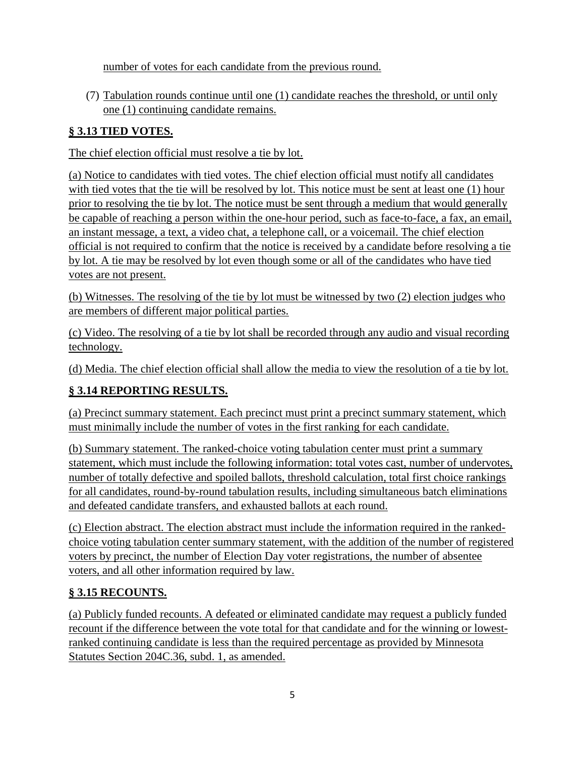number of votes for each candidate from the previous round.

(7) Tabulation rounds continue until one (1) candidate reaches the threshold, or until only one (1) continuing candidate remains.

## § 3.13 TIED VOTES.

The chief election official must resolve a tie by lot.

(a) Notice to candidates with tied votes. The chief election official must notify all candidates with tied votes that the tie will be resolved by lot. This notice must be sent at least one (1) hour prior to resolving the tie by lot. The notice must be sent through a medium that would generally be capable of reaching a person within the one-hour period, such as face-to-face, a fax, an email, an instant message, a text, a video chat, a telephone call, or a voicemail. The chief election official is not required to confirm that the notice is received by a candidate before resolving a tie by lot. A tie may be resolved by lot even though some or all of the candidates who have tied votes are not present.

(b) Witnesses. The resolving of the tie by lot must be witnessed by two (2) election judges who are members of different major political parties.

(c) Video. The resolving of a tie by lot shall be recorded through any audio and visual recording technology.

(d) Media. The chief election official shall allow the media to view the resolution of a tie by lot.

## § 3.14 REPORTING RESULTS.

(a) Precinct summary statement. Each precinct must print a precinct summary statement, which must minimally include the number of votes in the first ranking for each candidate.

(b) Summary statement. The ranked-choice voting tabulation center must print a summary statement, which must include the following information: total votes cast, number of undervotes, number of totally defective and spoiled ballots, threshold calculation, total first choice rankings for all candidates, round-by-round tabulation results, including simultaneous batch eliminations and defeated candidate transfers, and exhausted ballots at each round.

(c) Election abstract. The election abstract must include the information required in the ranked-choice voting tabulation center summary statement, with the addition of the number of registered voters by precinct, the number of Election Day voter registrations, the number of absentee voters, and all other information required by law.

## § 3.15 RECOUNTS.

(a) Publicly funded recounts. A defeated or eliminated candidate may request a publicly funded recount if the difference between the vote total for that candidate and for the winning or lowest-ranked continuing candidate is less than the required percentage as provided by Minnesota Statutes Section 204C.36, subd. 1, as amended.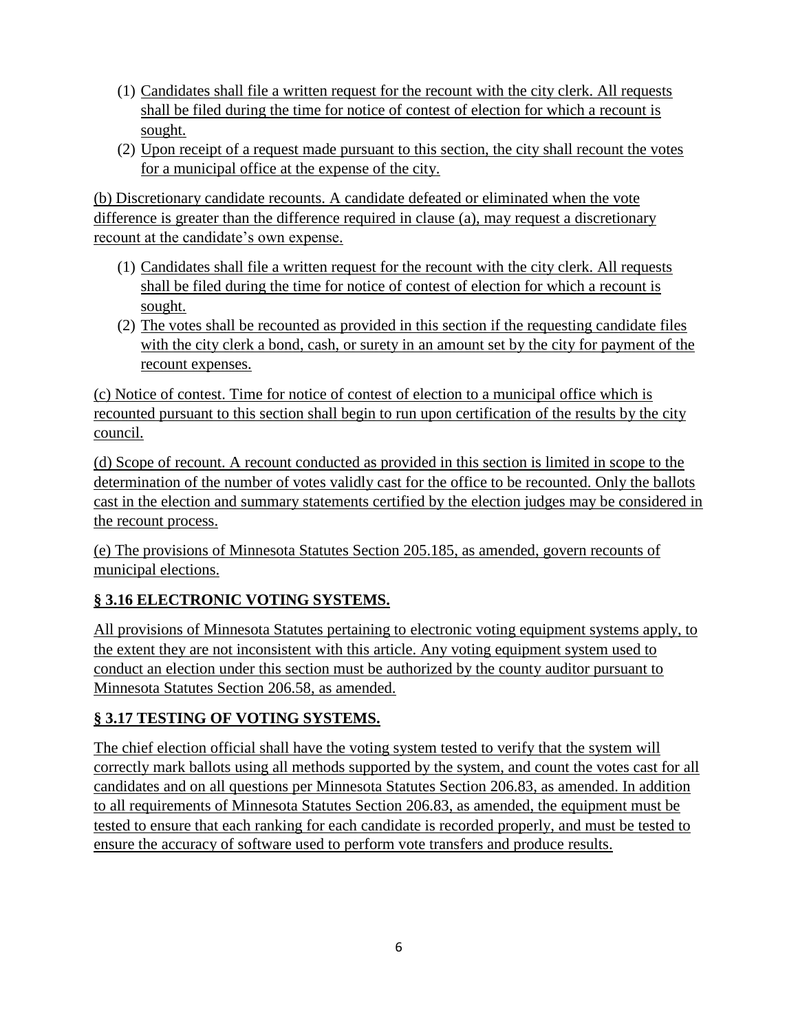(1) Candidates shall file a written request for the recount with the city clerk. All requests shall be filed during the time for notice of contest of election for which a recount is sought.
(2) Upon receipt of a request made pursuant to this section, the city shall recount the votes for a municipal office at the expense of the city.

(b) Discretionary candidate recounts. A candidate defeated or eliminated when the vote difference is greater than the difference required in clause (a), may request a discretionary recount at the candidate's own expense.

(1) Candidates shall file a written request for the recount with the city clerk. All requests shall be filed during the time for notice of contest of election for which a recount is sought.
(2) The votes shall be recounted as provided in this section if the requesting candidate files with the city clerk a bond, cash, or surety in an amount set by the city for payment of the recount expenses.

(c) Notice of contest. Time for notice of contest of election to a municipal office which is recounted pursuant to this section shall begin to run upon certification of the results by the city council.

(d) Scope of recount. A recount conducted as provided in this section is limited in scope to the determination of the number of votes validly cast for the office to be recounted. Only the ballots cast in the election and summary statements certified by the election judges may be considered in the recount process.

(e) The provisions of Minnesota Statutes Section 205.185, as amended, govern recounts of municipal elections.

## § 3.16 ELECTRONIC VOTING SYSTEMS.

All provisions of Minnesota Statutes pertaining to electronic voting equipment systems apply, to the extent they are not inconsistent with this article. Any voting equipment system used to conduct an election under this section must be authorized by the county auditor pursuant to Minnesota Statutes Section 206.58, as amended.

## § 3.17 TESTING OF VOTING SYSTEMS.

The chief election official shall have the voting system tested to verify that the system will correctly mark ballots using all methods supported by the system, and count the votes cast for all candidates and on all questions per Minnesota Statutes Section 206.83, as amended. In addition to all requirements of Minnesota Statutes Section 206.83, as amended, the equipment must be tested to ensure that each ranking for each candidate is recorded properly, and must be tested to ensure the accuracy of software used to perform vote transfers and produce results.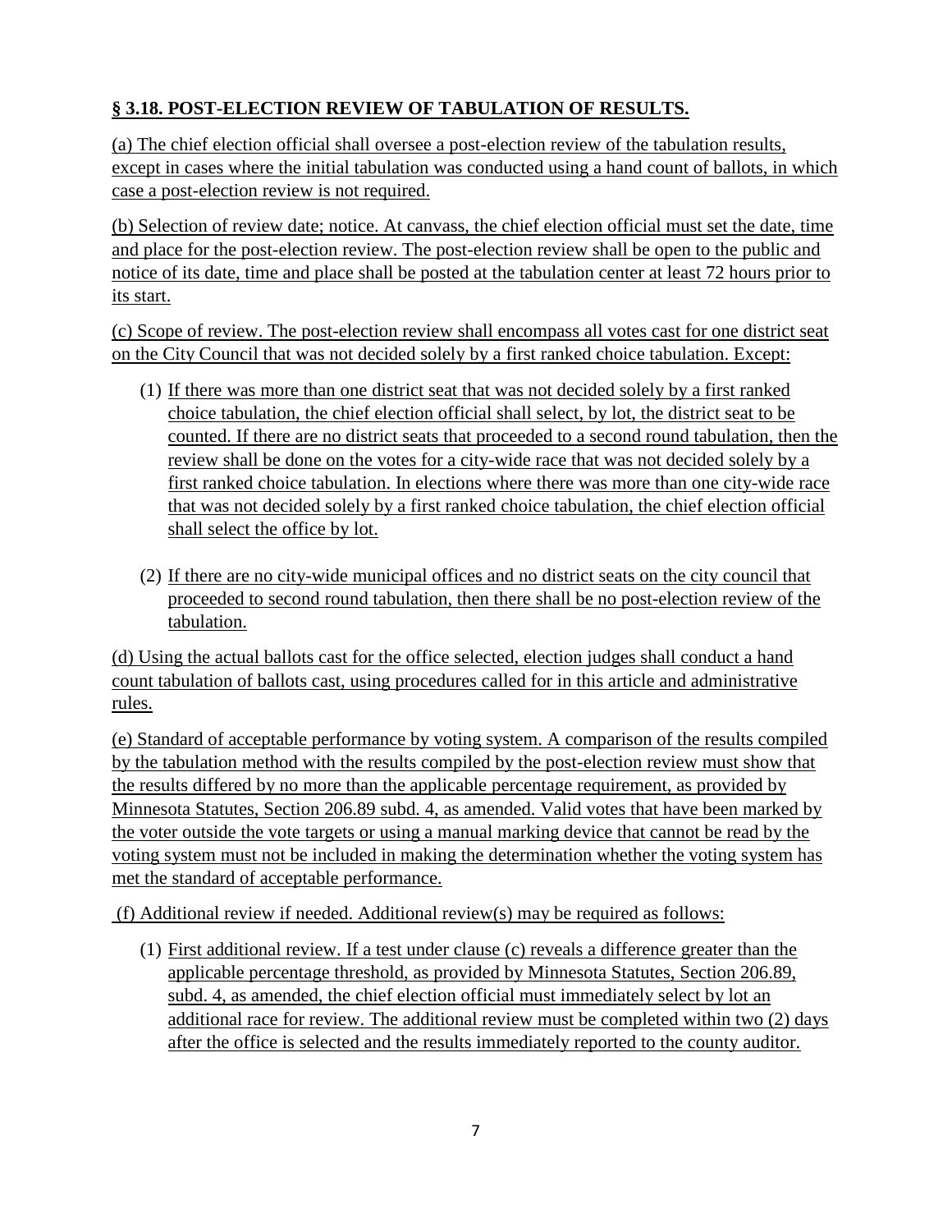## § 3.18. POST-ELECTION REVIEW OF TABULATION OF RESULTS.

(a) The chief election official shall oversee a post-election review of the tabulation results, except in cases where the initial tabulation was conducted using a hand count of ballots, in which case a post-election review is not required.

(b) Selection of review date; notice. At canvass, the chief election official must set the date, time and place for the post-election review. The post-election review shall be open to the public and notice of its date, time and place shall be posted at the tabulation center at least 72 hours prior to its start.

(c) Scope of review. The post-election review shall encompass all votes cast for one district seat on the City Council that was not decided solely by a first ranked choice tabulation. Except:

1. If there was more than one district seat that was not decided solely by a first ranked choice tabulation, the chief election official shall select, by lot, the district seat to be counted. If there are no district seats that proceeded to a second round tabulation, then the review shall be done on the votes for a city-wide race that was not decided solely by a first ranked choice tabulation. In elections where there was more than one city-wide race that was not decided solely by a first ranked choice tabulation, the chief election official shall select the office by lot.

2. If there are no city-wide municipal offices and no district seats on the city council that proceeded to second round tabulation, then there shall be no post-election review of the tabulation.

(d) Using the actual ballots cast for the office selected, election judges shall conduct a hand count tabulation of ballots cast, using procedures called for in this article and administrative rules.

(e) Standard of acceptable performance by voting system. A comparison of the results compiled by the tabulation method with the results compiled by the post-election review must show that the results differed by no more than the applicable percentage requirement, as provided by Minnesota Statutes, Section 206.89 subd. 4, as amended. Valid votes that have been marked by the voter outside the vote targets or using a manual marking device that cannot be read by the voting system must not be included in making the determination whether the voting system has met the standard of acceptable performance.

(f) Additional review if needed. Additional review(s) may be required as follows:

1. First additional review. If a test under clause (c) reveals a difference greater than the applicable percentage threshold, as provided by Minnesota Statutes, Section 206.89, subd. 4, as amended, the chief election official must immediately select by lot an additional race for review. The additional review must be completed within two (2) days after the office is selected and the results immediately reported to the county auditor.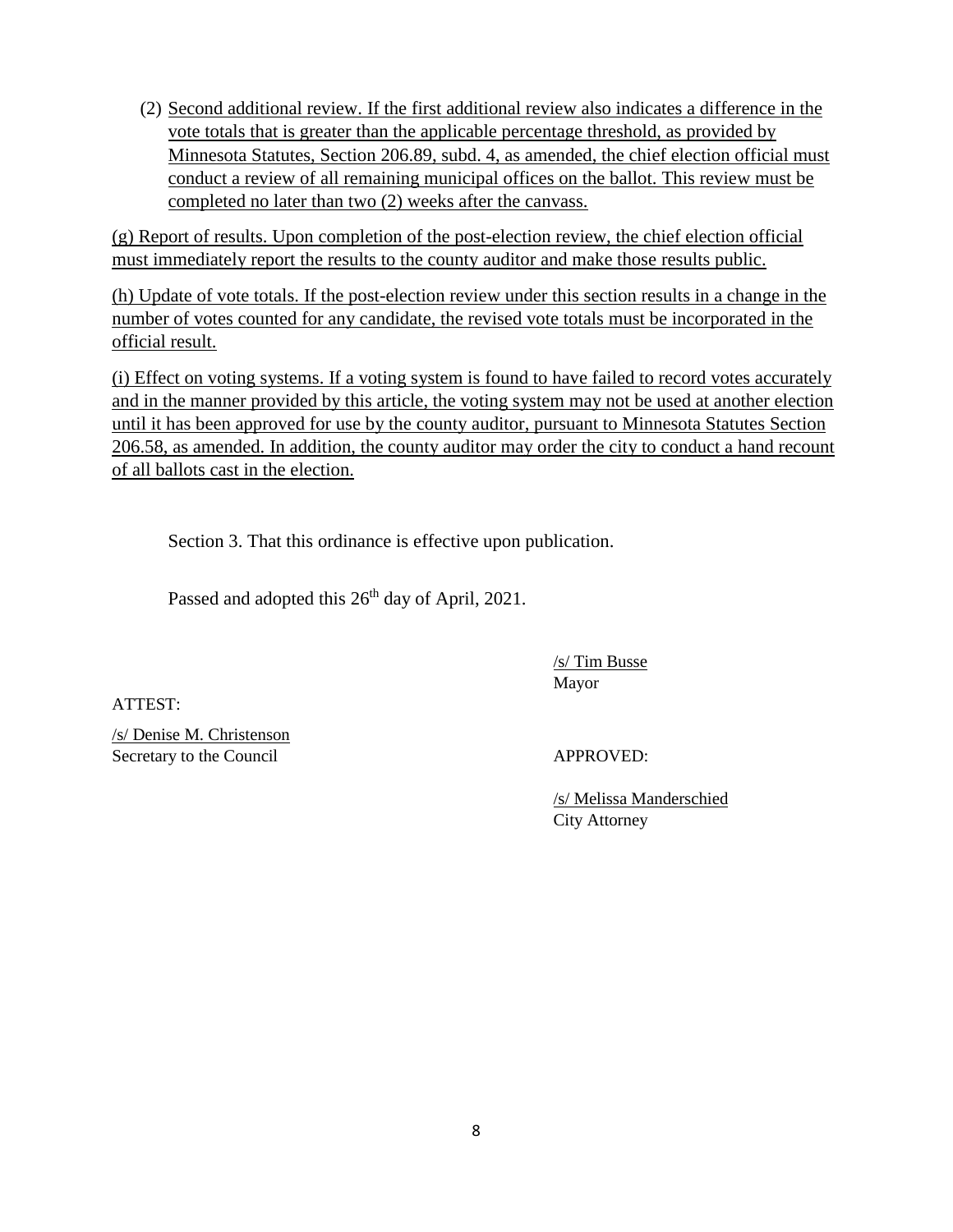(2) Second additional review. If the first additional review also indicates a difference in the vote totals that is greater than the applicable percentage threshold, as provided by Minnesota Statutes, Section 206.89, subd. 4, as amended, the chief election official must conduct a review of all remaining municipal offices on the ballot. This review must be completed no later than two (2) weeks after the canvass.

(g) Report of results. Upon completion of the post-election review, the chief election official must immediately report the results to the county auditor and make those results public.

(h) Update of vote totals. If the post-election review under this section results in a change in the number of votes counted for any candidate, the revised vote totals must be incorporated in the official result.

(i) Effect on voting systems. If a voting system is found to have failed to record votes accurately and in the manner provided by this article, the voting system may not be used at another election until it has been approved for use by the county auditor, pursuant to Minnesota Statutes Section 206.58, as amended. In addition, the county auditor may order the city to conduct a hand recount of all ballots cast in the election.

Section 3. That this ordinance is effective upon publication.

Passed and adopted this 26th day of April, 2021.

/s/ Tim Busse
Mayor

ATTEST:

/s/ Denise M. Christenson
Secretary to the Council

APPROVED:

/s/ Melissa Manderschied
City Attorney